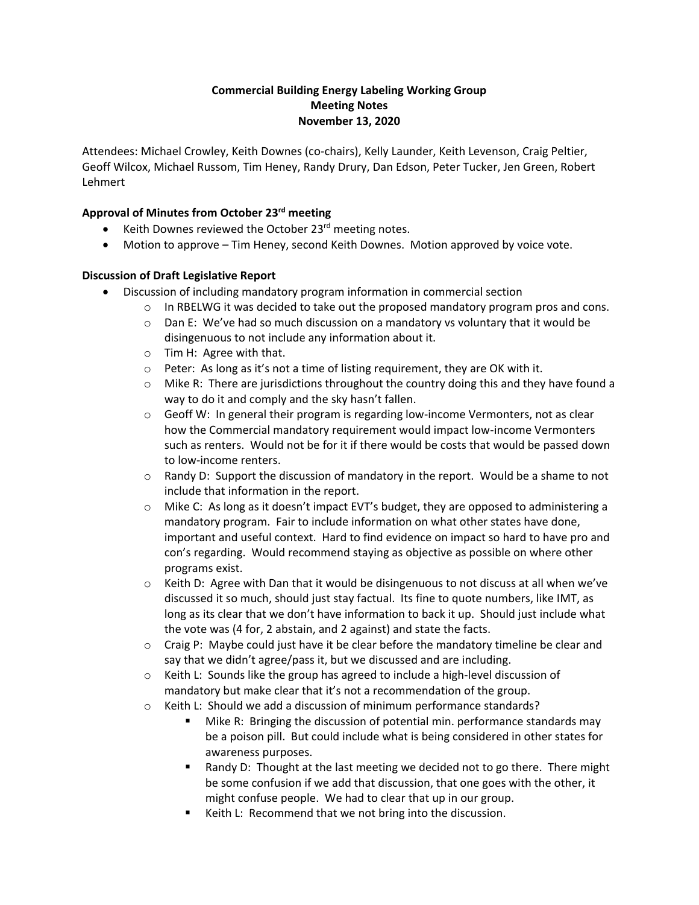**Commercial Building Energy Labeling Working Group**
**Meeting Notes**
**November 13, 2020**

Attendees: Michael Crowley, Keith Downes (co-chairs), Kelly Launder, Keith Levenson, Craig Peltier, Geoff Wilcox, Michael Russom, Tim Heney, Randy Drury, Dan Edson, Peter Tucker, Jen Green, Robert Lehmert

**Approval of Minutes from October 23rd meeting**

- Keith Downes reviewed the October 23rd meeting notes.
- Motion to approve – Tim Heney, second Keith Downes. Motion approved by voice vote.

**Discussion of Draft Legislative Report**

- Discussion of including mandatory program information in commercial section
  - In RBELWG it was decided to take out the proposed mandatory program pros and cons.
  - Dan E: We've had so much discussion on a mandatory vs voluntary that it would be disingenuous to not include any information about it.
  - Tim H: Agree with that.
  - Peter: As long as it's not a time of listing requirement, they are OK with it.
  - Mike R: There are jurisdictions throughout the country doing this and they have found a way to do it and comply and the sky hasn't fallen.
  - Geoff W: In general their program is regarding low-income Vermonters, not as clear how the Commercial mandatory requirement would impact low-income Vermonters such as renters. Would not be for it if there would be costs that would be passed down to low-income renters.
  - Randy D: Support the discussion of mandatory in the report. Would be a shame to not include that information in the report.
  - Mike C: As long as it doesn't impact EVT's budget, they are opposed to administering a mandatory program. Fair to include information on what other states have done, important and useful context. Hard to find evidence on impact so hard to have pro and con's regarding. Would recommend staying as objective as possible on where other programs exist.
  - Keith D: Agree with Dan that it would be disingenuous to not discuss at all when we've discussed it so much, should just stay factual. Its fine to quote numbers, like IMT, as long as its clear that we don't have information to back it up. Should just include what the vote was (4 for, 2 abstain, and 2 against) and state the facts.
  - Craig P: Maybe could just have it be clear before the mandatory timeline be clear and say that we didn't agree/pass it, but we discussed and are including.
  - Keith L: Sounds like the group has agreed to include a high-level discussion of mandatory but make clear that it's not a recommendation of the group.
  - Keith L: Should we add a discussion of minimum performance standards?
    - Mike R: Bringing the discussion of potential min. performance standards may be a poison pill. But could include what is being considered in other states for awareness purposes.
    - Randy D: Thought at the last meeting we decided not to go there. There might be some confusion if we add that discussion, that one goes with the other, it might confuse people. We had to clear that up in our group.
    - Keith L: Recommend that we not bring into the discussion.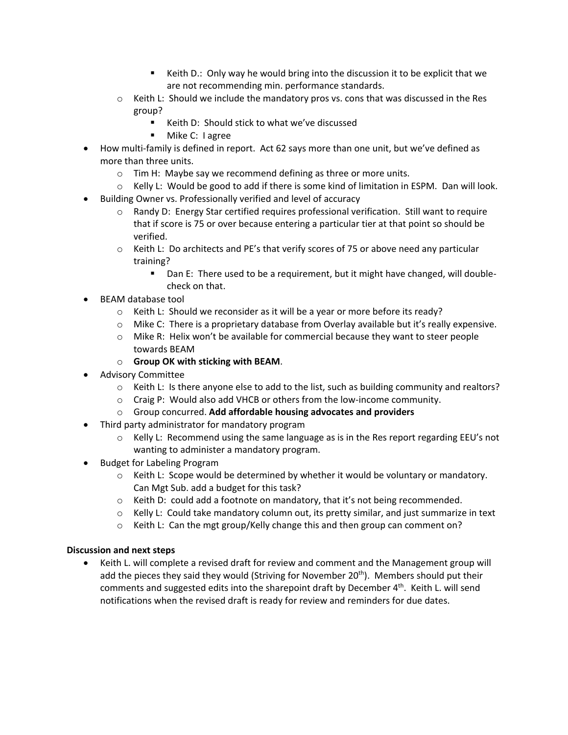- Keith D.: Only way he would bring into the discussion it to be explicit that we are not recommending min. performance standards.
    - Keith L: Should we include the mandatory pros vs. cons that was discussed in the Res group?
        - Keith D: Should stick to what we've discussed
        - Mike C: I agree
- How multi-family is defined in report. Act 62 says more than one unit, but we've defined as more than three units.
    - Tim H: Maybe say we recommend defining as three or more units.
    - Kelly L: Would be good to add if there is some kind of limitation in ESPM. Dan will look.
- Building Owner vs. Professionally verified and level of accuracy
    - Randy D: Energy Star certified requires professional verification. Still want to require that if score is 75 or over because entering a particular tier at that point so should be verified.
    - Keith L: Do architects and PE's that verify scores of 75 or above need any particular training?
        - Dan E: There used to be a requirement, but it might have changed, will double-check on that.
- BEAM database tool
    - Keith L: Should we reconsider as it will be a year or more before its ready?
    - Mike C: There is a proprietary database from Overlay available but it's really expensive.
    - Mike R: Helix won't be available for commercial because they want to steer people towards BEAM
    - **Group OK with sticking with BEAM**.
- Advisory Committee
    - Keith L: Is there anyone else to add to the list, such as building community and realtors?
    - Craig P: Would also add VHCB or others from the low-income community.
    - Group concurred. **Add affordable housing advocates and providers**
- Third party administrator for mandatory program
    - Kelly L: Recommend using the same language as is in the Res report regarding EEU's not wanting to administer a mandatory program.
- Budget for Labeling Program
    - Keith L: Scope would be determined by whether it would be voluntary or mandatory. Can Mgt Sub. add a budget for this task?
    - Keith D: could add a footnote on mandatory, that it's not being recommended.
    - Kelly L: Could take mandatory column out, its pretty similar, and just summarize in text
    - Keith L: Can the mgt group/Kelly change this and then group can comment on?

**Discussion and next steps**

- Keith L. will complete a revised draft for review and comment and the Management group will add the pieces they said they would (Striving for November 20th). Members should put their comments and suggested edits into the sharepoint draft by December 4th. Keith L. will send notifications when the revised draft is ready for review and reminders for due dates.